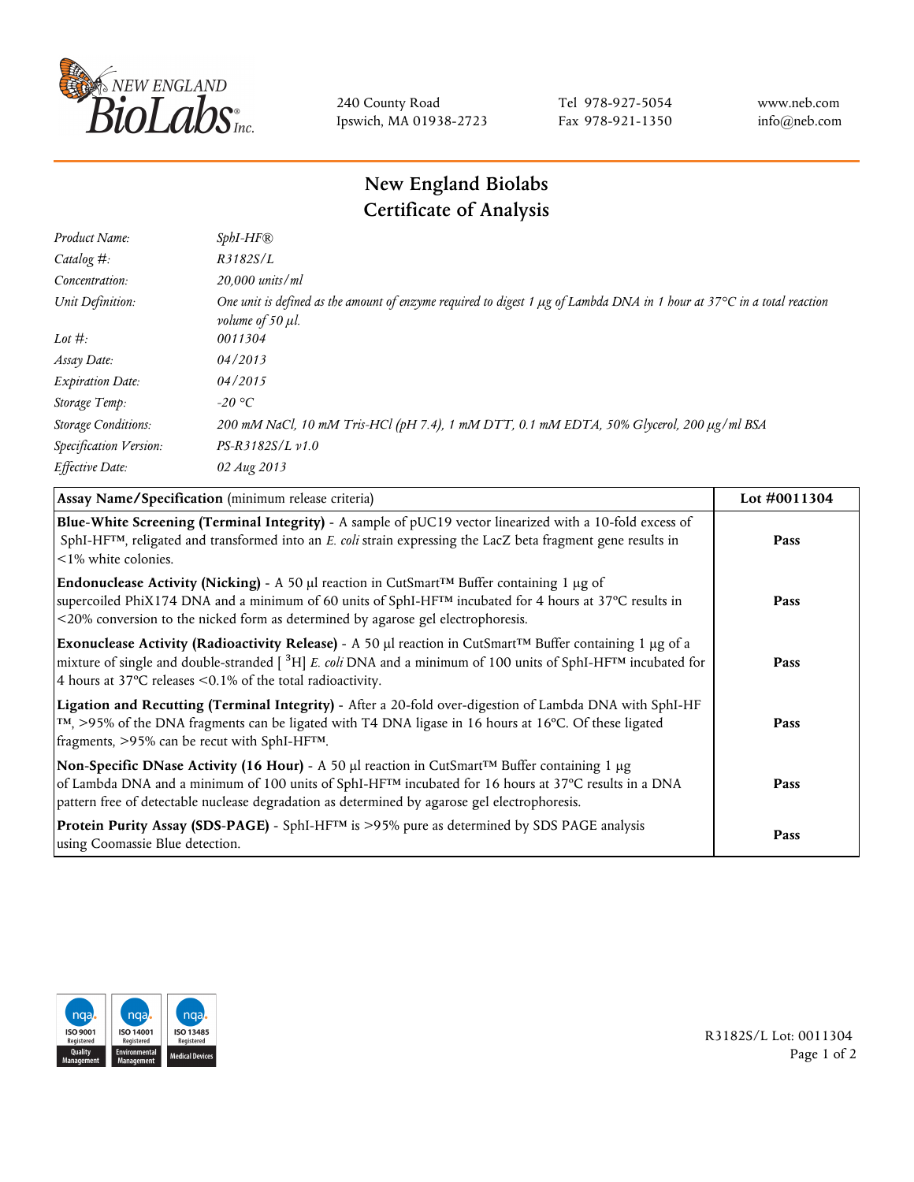240 County Road
Ipswich, MA 01938-2723

Tel 978-927-5054
Fax 978-921-1350

www.neb.com
info@neb.com

# New England Biolabs
# Certificate of Analysis

| | |
|---|---|
| *Product Name:* | *SphI-HF®* |
| *Catalog #:* | *R3182S/L* |
| *Concentration:* | *20,000 units/ml* |
| *Unit Definition:* | *One unit is defined as the amount of enzyme required to digest 1 µg of Lambda DNA in 1 hour at 37°C in a total reaction volume of 50 µl.* |
| *Lot #:* | *0011304* |
| *Assay Date:* | *04/2013* |
| *Expiration Date:* | *04/2015* |
| *Storage Temp:* | *-20 °C* |
| *Storage Conditions:* | *200 mM NaCl, 10 mM Tris-HCl (pH 7.4), 1 mM DTT, 0.1 mM EDTA, 50% Glycerol, 200 µg/ml BSA* |
| *Specification Version:* | *PS-R3182S/L v1.0* |
| *Effective Date:* | *02 Aug 2013* |

| **Assay Name/Specification** (minimum release criteria) | **Lot #0011304** |
|---|---|
| **Blue-White Screening (Terminal Integrity)** - A sample of pUC19 vector linearized with a 10-fold excess of SphI-HF™, religated and transformed into an *E. coli* strain expressing the LacZ beta fragment gene results in <1% white colonies. | **Pass** |
| **Endonuclease Activity (Nicking)** - A 50 µl reaction in CutSmart™ Buffer containing 1 µg of supercoiled PhiX174 DNA and a minimum of 60 units of SphI-HF™ incubated for 4 hours at 37°C results in <20% conversion to the nicked form as determined by agarose gel electrophoresis. | **Pass** |
| **Exonuclease Activity (Radioactivity Release)** - A 50 µl reaction in CutSmart™ Buffer containing 1 µg of a mixture of single and double-stranded [ $^{3}$H] *E. coli* DNA and a minimum of 100 units of SphI-HF™ incubated for 4 hours at 37°C releases <0.1% of the total radioactivity. | **Pass** |
| **Ligation and Recutting (Terminal Integrity)** - After a 20-fold over-digestion of Lambda DNA with SphI-HF™, >95% of the DNA fragments can be ligated with T4 DNA ligase in 16 hours at 16°C. Of these ligated fragments, >95% can be recut with SphI-HF™. | **Pass** |
| **Non-Specific DNase Activity (16 Hour)** - A 50 µl reaction in CutSmart™ Buffer containing 1 µg of Lambda DNA and a minimum of 100 units of SphI-HF™ incubated for 16 hours at 37°C results in a DNA pattern free of detectable nuclease degradation as determined by agarose gel electrophoresis. | **Pass** |
| **Protein Purity Assay (SDS-PAGE)** - SphI-HF™ is >95% pure as determined by SDS PAGE analysis using Coomassie Blue detection. | **Pass** |

R3182S/L Lot: 0011304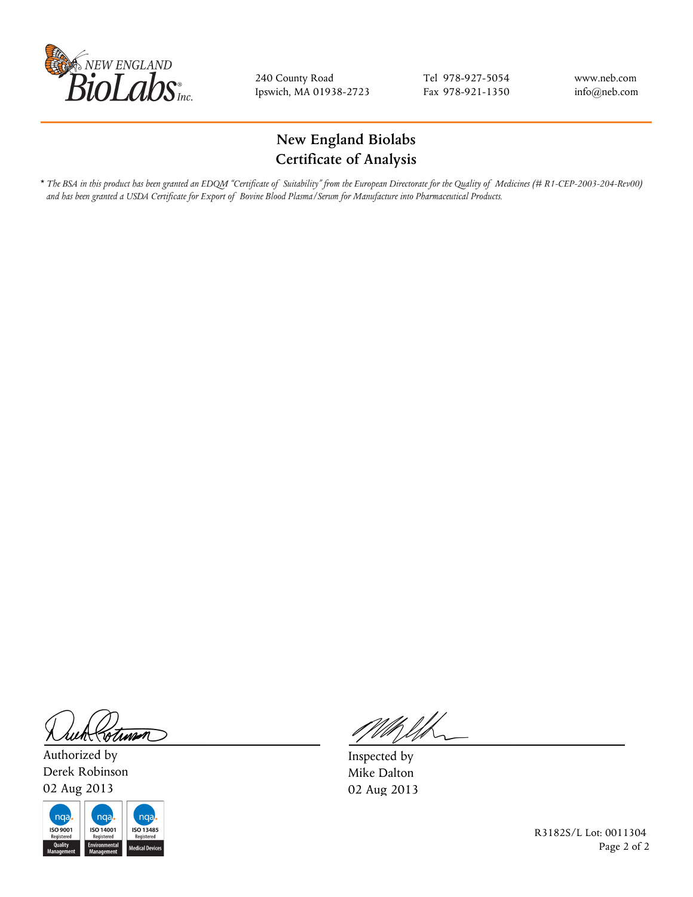240 County Road
Ipswich, MA 01938-2723

Tel 978-927-5054
Fax 978-921-1350

www.neb.com
info@neb.com

## New England Biolabs
## Certificate of Analysis

* *The BSA in this product has been granted an EDQM "Certificate of Suitability" from the European Directorate for the Quality of Medicines (# R1-CEP-2003-204-Rev00) and has been granted a USDA Certificate for Export of Bovine Blood Plasma/Serum for Manufacture into Pharmaceutical Products.*

Authorized by
Derek Robinson
02 Aug 2013

Inspected by
Mike Dalton
02 Aug 2013

ISO 9001 Registered Quality Management
ISO 14001 Registered Environmental Management
ISO 13485 Registered Medical Devices

R3182S/L Lot: 0011304